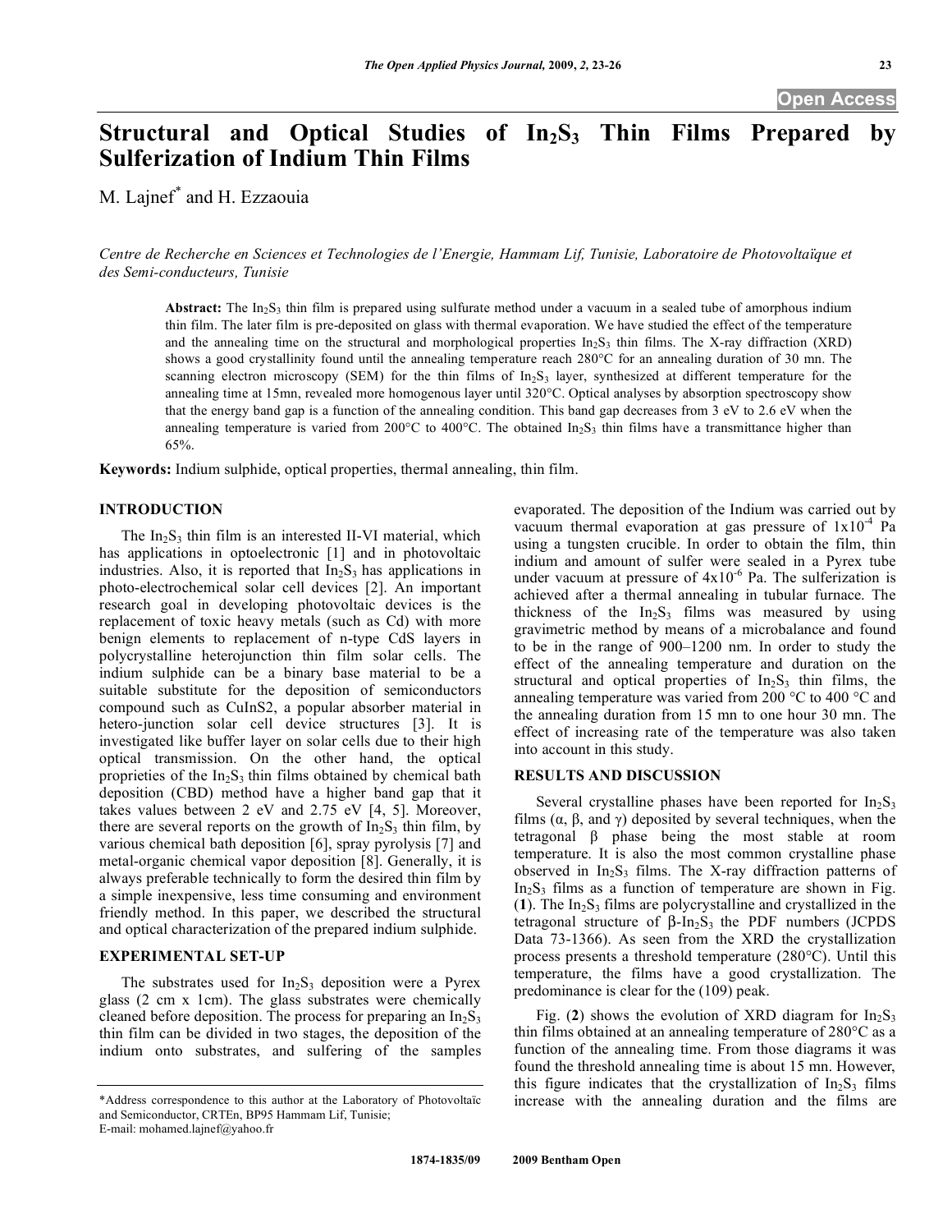# Structural and Optical Studies of $In_2S_3$ Thin Films Prepared by Sulferization of Indium Thin Films

M. Lajnef* and H. Ezzaouia

*Centre de Recherche en Sciences et Technologies de l'Energie, Hammam Lif, Tunisie, Laboratoire de Photovoltaïque et des Semi-conducteurs, Tunisie*

**Abstract:** The $In_2S_3$ thin film is prepared using sulfurate method under a vacuum in a sealed tube of amorphous indium thin film. The later film is pre-deposited on glass with thermal evaporation. We have studied the effect of the temperature and the annealing time on the structural and morphological properties $In_2S_3$ thin films. The X-ray diffraction (XRD) shows a good crystallinity found until the annealing temperature reach 280°C for an annealing duration of 30 mn. The scanning electron microscopy (SEM) for the thin films of $In_2S_3$ layer, synthesized at different temperature for the annealing time at 15mn, revealed more homogenous layer until 320°C. Optical analyses by absorption spectroscopy show that the energy band gap is a function of the annealing condition. This band gap decreases from 3 eV to 2.6 eV when the annealing temperature is varied from 200°C to 400°C. The obtained $In_2S_3$ thin films have a transmittance higher than 65%.

**Keywords:** Indium sulphide, optical properties, thermal annealing, thin film.

## INTRODUCTION

The $In_2S_3$ thin film is an interested II-VI material, which has applications in optoelectronic [1] and in photovoltaic industries. Also, it is reported that $In_2S_3$ has applications in photo-electrochemical solar cell devices [2]. An important research goal in developing photovoltaic devices is the replacement of toxic heavy metals (such as Cd) with more benign elements to replacement of n-type CdS layers in polycrystalline heterojunction thin film solar cells. The indium sulphide can be a binary base material to be a suitable substitute for the deposition of semiconductors compound such as CuInS2, a popular absorber material in hetero-junction solar cell device structures [3]. It is investigated like buffer layer on solar cells due to their high optical transmission. On the other hand, the optical proprieties of the $In_2S_3$ thin films obtained by chemical bath deposition (CBD) method have a higher band gap that it takes values between 2 eV and 2.75 eV [4, 5]. Moreover, there are several reports on the growth of $In_2S_3$ thin film, by various chemical bath deposition [6], spray pyrolysis [7] and metal-organic chemical vapor deposition [8]. Generally, it is always preferable technically to form the desired thin film by a simple inexpensive, less time consuming and environment friendly method. In this paper, we described the structural and optical characterization of the prepared indium sulphide.

## EXPERIMENTAL SET-UP

The substrates used for $In_2S_3$ deposition were a Pyrex glass (2 cm x 1cm). The glass substrates were chemically cleaned before deposition. The process for preparing an $In_2S_3$ thin film can be divided in two stages, the deposition of the indium onto substrates, and sulfering of the samples evaporated. The deposition of the Indium was carried out by vacuum thermal evaporation at gas pressure of $1x10^{-4}$ Pa using a tungsten crucible. In order to obtain the film, thin indium and amount of sulfer were sealed in a Pyrex tube under vacuum at pressure of $4x10^{-6}$ Pa. The sulferization is achieved after a thermal annealing in tubular furnace. The thickness of the $In_2S_3$ films was measured by using gravimetric method by means of a microbalance and found to be in the range of 900–1200 nm. In order to study the effect of the annealing temperature and duration on the structural and optical properties of $In_2S_3$ thin films, the annealing temperature was varied from 200 °C to 400 °C and the annealing duration from 15 mn to one hour 30 mn. The effect of increasing rate of the temperature was also taken into account in this study.

## RESULTS AND DISCUSSION

Several crystalline phases have been reported for $In_2S_3$ films (α, β, and γ) deposited by several techniques, when the tetragonal β phase being the most stable at room temperature. It is also the most common crystalline phase observed in $In_2S_3$ films. The X-ray diffraction patterns of $In_2S_3$ films as a function of temperature are shown in Fig. (**1**). The $In_2S_3$ films are polycrystalline and crystallized in the tetragonal structure of β-$In_2S_3$ the PDF numbers (JCPDS Data 73-1366). As seen from the XRD the crystallization process presents a threshold temperature (280°C). Until this temperature, the films have a good crystallization. The predominance is clear for the (109) peak.

Fig. (**2**) shows the evolution of XRD diagram for $In_2S_3$ thin films obtained at an annealing temperature of 280°C as a function of the annealing time. From those diagrams it was found the threshold annealing time is about 15 mn. However, this figure indicates that the crystallization of $In_2S_3$ films increase with the annealing duration and the films are

*Address correspondence to this author at the Laboratory of Photovoltaïc and Semiconductor, CRTEn, BP95 Hammam Lif, Tunisie; E-mail: mohamed.lajnef@yahoo.fr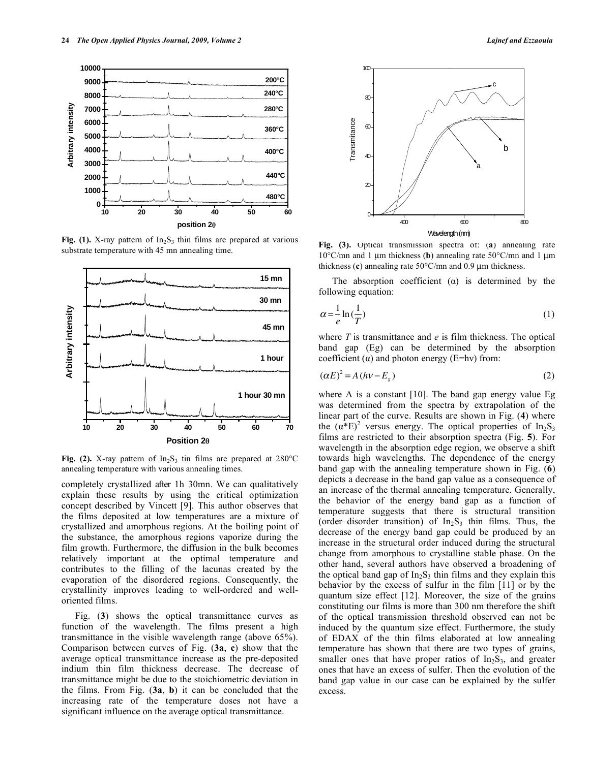Fig. (1). X-ray pattern of $In_2S_3$ thin films are prepared at various substrate temperature with 45 mn annealing time.

Fig. (2). X-ray pattern of $In_2S_3$ tin films are prepared at 280°C annealing temperature with various annealing times.

completely crystallized after 1h 30mn. We can qualitatively explain these results by using the critical optimization concept described by Vincett [9]. This author observes that the films deposited at low temperatures are a mixture of crystallized and amorphous regions. At the boiling point of the substance, the amorphous regions vaporize during the film growth. Furthermore, the diffusion in the bulk becomes relatively important at the optimal temperature and contributes to the filling of the lacunas created by the evaporation of the disordered regions. Consequently, the crystallinity improves leading to well-ordered and well-oriented films.

Fig. (3) shows the optical transmittance curves as function of the wavelength. The films present a high transmittance in the visible wavelength range (above 65%). Comparison between curves of Fig. (3a, c) show that the average optical transmittance increase as the pre-deposited indium thin film thickness decrease. The decrease of transmittance might be due to the stoichiometric deviation in the films. From Fig. (3a, b) it can be concluded that the increasing rate of the temperature doses not have a significant influence on the average optical transmittance.

Fig. (3). Optical transmission spectra of: (**a**) annealing rate 10°C/mn and 1 µm thickness (**b**) annealing rate 50°C/mn and 1 µm thickness (**c**) annealing rate 50°C/mn and 0.9 µm thickness.

The absorption coefficient (α) is determined by the following equation:

$$\alpha = \frac{1}{e}\ln\left(\frac{1}{T}\right) \tag{1}$$

where $T$ is transmittance and $e$ is film thickness. The optical band gap (Eg) can be determined by the absorption coefficient (α) and photon energy (E=hν) from:

$$(\alpha E)^2 = A(h\nu - E_g) \tag{2}$$

where A is a constant [10]. The band gap energy value Eg was determined from the spectra by extrapolation of the linear part of the curve. Results are shown in Fig. (4) where the $(\alpha^*E)^2$ versus energy. The optical properties of $In_2S_3$ films are restricted to their absorption spectra (Fig. 5). For wavelength in the absorption edge region, we observe a shift towards high wavelengths. The dependence of the energy band gap with the annealing temperature shown in Fig. (6) depicts a decrease in the band gap value as a consequence of an increase of the thermal annealing temperature. Generally, the behavior of the energy band gap as a function of temperature suggests that there is structural transition (order–disorder transition) of $In_2S_3$ thin films. Thus, the decrease of the energy band gap could be produced by an increase in the structural order induced during the structural change from amorphous to crystalline stable phase. On the other hand, several authors have observed a broadening of the optical band gap of $In_2S_3$ thin films and they explain this behavior by the excess of sulfur in the film [11] or by the quantum size effect [12]. Moreover, the size of the grains constituting our films is more than 300 nm therefore the shift of the optical transmission threshold observed can not be induced by the quantum size effect. Furthermore, the study of EDAX of the thin films elaborated at low annealing temperature has shown that there are two types of grains, smaller ones that have proper ratios of $In_2S_3$, and greater ones that have an excess of sulfer. Then the evolution of the band gap value in our case can be explained by the sulfer excess.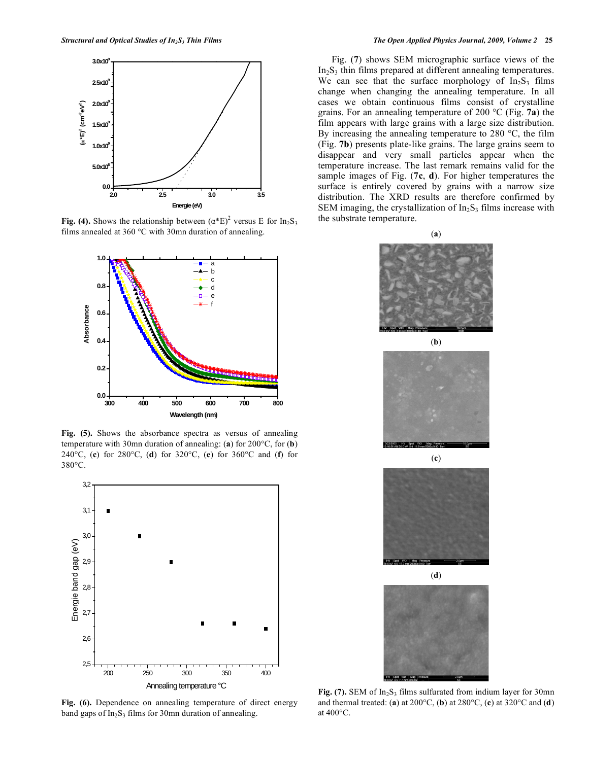Fig. (4). Shows the relationship between $(\alpha^*E)^2$ versus E for $In_2S_3$ films annealed at 360 °C with 30mn duration of annealing.

Fig. (5). Shows the absorbance spectra as versus of annealing temperature with 30mn duration of annealing: (**a**) for 200°C, for (**b**) 240°C, (**c**) for 280°C, (**d**) for 320°C, (**e**) for 360°C and (**f**) for 380°C.

Fig. (6). Dependence on annealing temperature of direct energy band gaps of $In_2S_3$ films for 30mn duration of annealing.

Fig. (**7**) shows SEM micrographic surface views of the $In_2S_3$ thin films prepared at different annealing temperatures. We can see that the surface morphology of $In_2S_3$ films change when changing the annealing temperature. In all cases we obtain continuous films consist of crystalline grains. For an annealing temperature of 200 °C (Fig. **7a**) the film appears with large grains with a large size distribution. By increasing the annealing temperature to 280 °C, the film (Fig. **7b**) presents plate-like grains. The large grains seem to disappear and very small particles appear when the temperature increase. The last remark remains valid for the sample images of Fig. (**7c**, **d**). For higher temperatures the surface is entirely covered by grains with a narrow size distribution. The XRD results are therefore confirmed by SEM imaging, the crystallization of $In_2S_3$ films increase with the substrate temperature.

Fig. (7). SEM of $In_2S_3$ films sulfurated from indium layer for 30mn and thermal treated: (**a**) at 200°C, (**b**) at 280°C, (**c**) at 320°C and (**d**) at 400°C.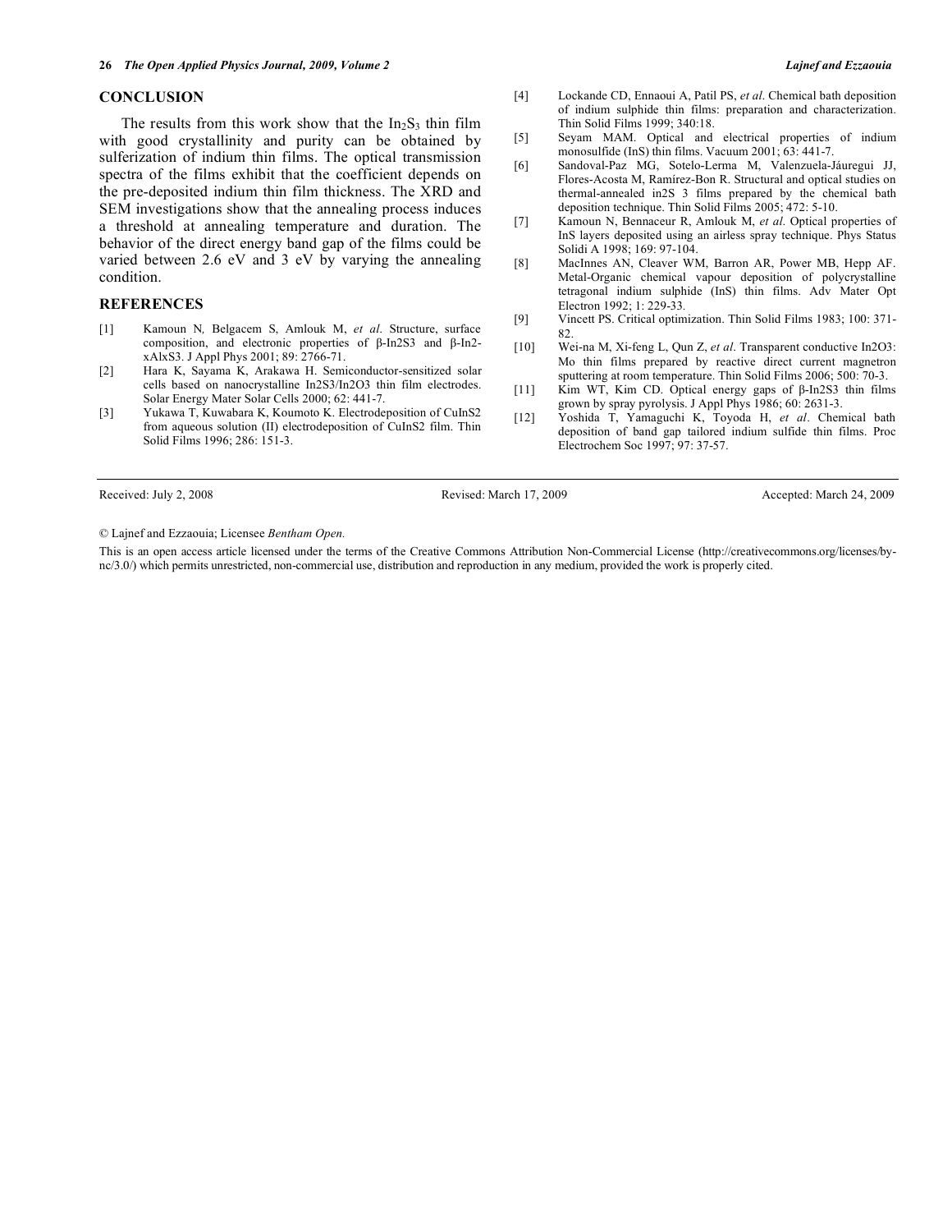## CONCLUSION

The results from this work show that the $In_2S_3$ thin film with good crystallinity and purity can be obtained by sulferization of indium thin films. The optical transmission spectra of the films exhibit that the coefficient depends on the pre-deposited indium thin film thickness. The XRD and SEM investigations show that the annealing process induces a threshold at annealing temperature and duration. The behavior of the direct energy band gap of the films could be varied between 2.6 eV and 3 eV by varying the annealing condition.

## REFERENCES

[1] Kamoun N, Belgacem S, Amlouk M, *et al*. Structure, surface composition, and electronic properties of β-In2S3 and β-In2-xAlxS3. J Appl Phys 2001; 89: 2766-71.

[2] Hara K, Sayama K, Arakawa H. Semiconductor-sensitized solar cells based on nanocrystalline In2S3/In2O3 thin film electrodes. Solar Energy Mater Solar Cells 2000; 62: 441-7.

[3] Yukawa T, Kuwabara K, Koumoto K. Electrodeposition of CuInS2 from aqueous solution (II) electrodeposition of CuInS2 film. Thin Solid Films 1996; 286: 151-3.

[4] Lockande CD, Ennaoui A, Patil PS, *et al*. Chemical bath deposition of indium sulphide thin films: preparation and characterization. Thin Solid Films 1999; 340:18.

[5] Seyam MAM. Optical and electrical properties of indium monosulfide (InS) thin films. Vacuum 2001; 63: 441-7.

[6] Sandoval-Paz MG, Sotelo-Lerma M, Valenzuela-Jáuregui JJ, Flores-Acosta M, Ramírez-Bon R. Structural and optical studies on thermal-annealed in2S 3 films prepared by the chemical bath deposition technique. Thin Solid Films 2005; 472: 5-10.

[7] Kamoun N, Bennaceur R, Amlouk M, *et al*. Optical properties of InS layers deposited using an airless spray technique. Phys Status Solidi A 1998; 169: 97-104.

[8] MacInnes AN, Cleaver WM, Barron AR, Power MB, Hepp AF. Metal-Organic chemical vapour deposition of polycrystalline tetragonal indium sulphide (InS) thin films. Adv Mater Opt Electron 1992; 1: 229-33.

[9] Vincett PS. Critical optimization. Thin Solid Films 1983; 100: 371-82.

[10] Wei-na M, Xi-feng L, Qun Z, *et al*. Transparent conductive In2O3: Mo thin films prepared by reactive direct current magnetron sputtering at room temperature. Thin Solid Films 2006; 500: 70-3.

[11] Kim WT, Kim CD. Optical energy gaps of β-In2S3 thin films grown by spray pyrolysis. J Appl Phys 1986; 60: 2631-3.

[12] Yoshida T, Yamaguchi K, Toyoda H, *et al*. Chemical bath deposition of band gap tailored indium sulfide thin films. Proc Electrochem Soc 1997; 97: 37-57.

Received: July 2, 2008 Revised: March 17, 2009 Accepted: March 24, 2009

© Lajnef and Ezzaouia; Licensee *Bentham Open.*

This is an open access article licensed under the terms of the Creative Commons Attribution Non-Commercial License (http://creativecommons.org/licenses/by-nc/3.0/) which permits unrestricted, non-commercial use, distribution and reproduction in any medium, provided the work is properly cited.